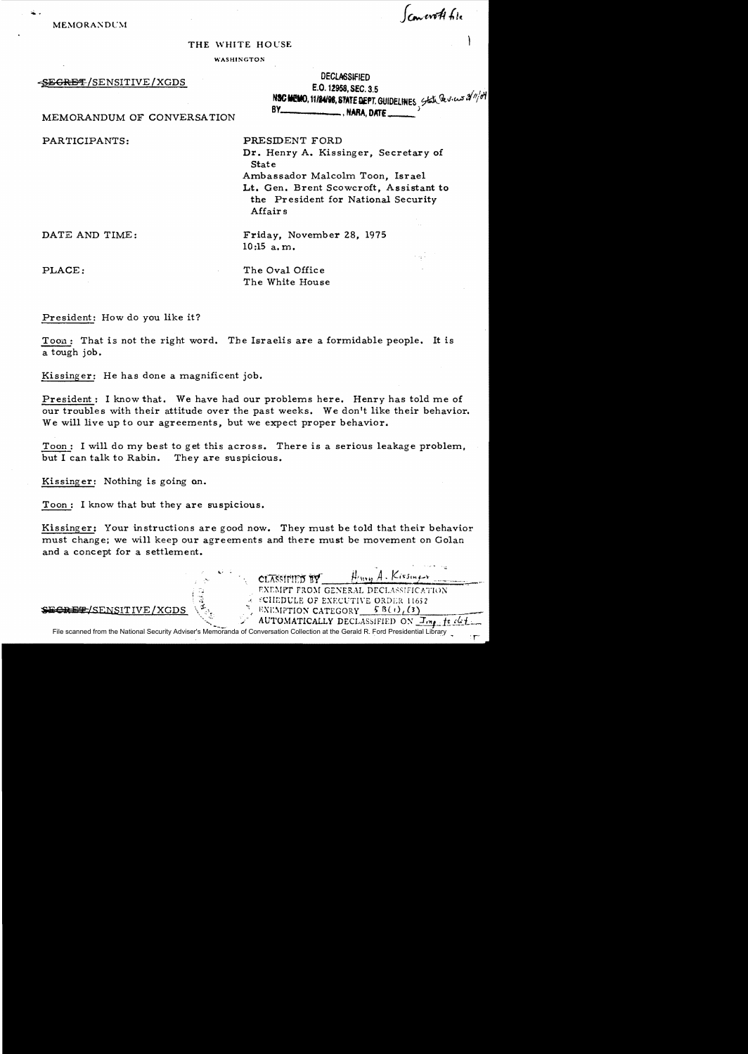MEMORANDUM

Scowcroft file

THE WHITE HOUSE

WASHINGTON

~~SECRET~~/SENSITIVE/XGDS

DECLASSIFIED
E.O. 12958, SEC. 3.5
NSC MEMO, 11/24/98, STATE DEPT. GUIDELINES State Review 3/11/04
BY \_\_\_\_\_\_\_\_, NARA, DATE \_\_\_\_\_\_

MEMORANDUM OF CONVERSATION

PARTICIPANTS:

PRESIDENT FORD
Dr. Henry A. Kissinger, Secretary of State
Ambassador Malcolm Toon, Israel
Lt. Gen. Brent Scowcroft, Assistant to the President for National Security Affairs

DATE AND TIME:

Friday, November 28, 1975
10:15 a.m.

PLACE:

The Oval Office
The White House

President: How do you like it?

Toon: That is not the right word. The Israelis are a formidable people. It is a tough job.

Kissinger: He has done a magnificent job.

President: I know that. We have had our problems here. Henry has told me of our troubles with their attitude over the past weeks. We don't like their behavior. We will live up to our agreements, but we expect proper behavior.

Toon: I will do my best to get this across. There is a serious leakage problem, but I can talk to Rabin. They are suspicious.

Kissinger: Nothing is going on.

Toon: I know that but they are suspicious.

Kissinger: Your instructions are good now. They must be told that their behavior must change; we will keep our agreements and there must be movement on Golan and a concept for a settlement.

~~SECRET~~/SENSITIVE/XGDS

CLASSIFIED BY Henry A. Kissinger
EXEMPT FROM GENERAL DECLASSIFICATION
SCHEDULE OF EXECUTIVE ORDER 11652
EXEMPTION CATEGORY 5 B(1), (3)
AUTOMATICALLY DECLASSIFIED ON Imp. to det.

File scanned from the National Security Adviser's Memoranda of Conversation Collection at the Gerald R. Ford Presidential Library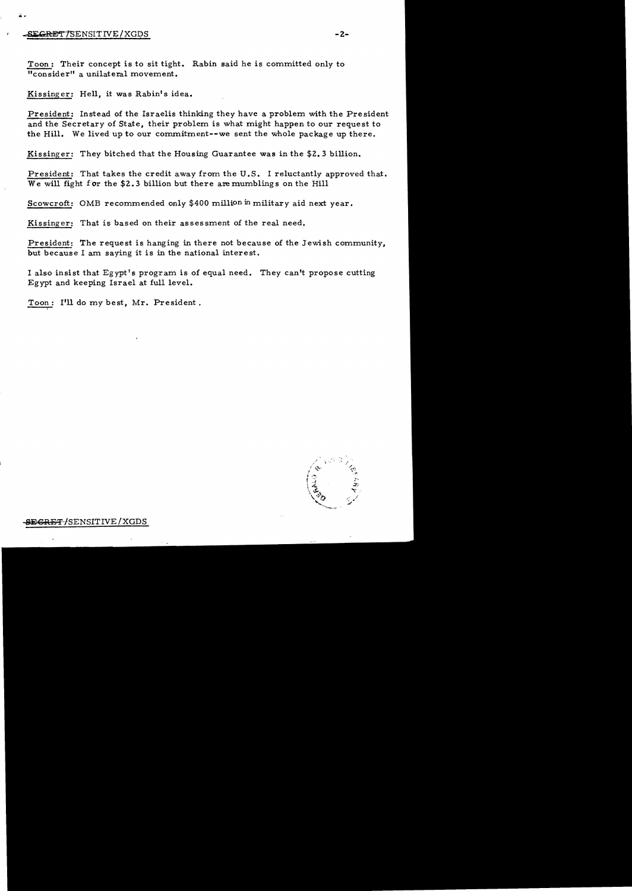Toon: Their concept is to sit tight. Rabin said he is committed only to "consider" a unilateral movement.

Kissinger: Hell, it was Rabin's idea.

President: Instead of the Israelis thinking they have a problem with the President and the Secretary of State, their problem is what might happen to our request to the Hill. We lived up to our commitment--we sent the whole package up there.

Kissinger: They bitched that the Housing Guarantee was in the $2.3 billion.

President: That takes the credit away from the U.S. I reluctantly approved that. We will fight for the $2.3 billion but there are mumblings on the Hill

Scowcroft: OMB recommended only $400 million in military aid next year.

Kissinger: That is based on their assessment of the real need.

President: The request is hanging in there not because of the Jewish community, but because I am saying it is in the national interest.

I also insist that Egypt's program is of equal need. They can't propose cutting Egypt and keeping Israel at full level.

Toon: I'll do my best, Mr. President.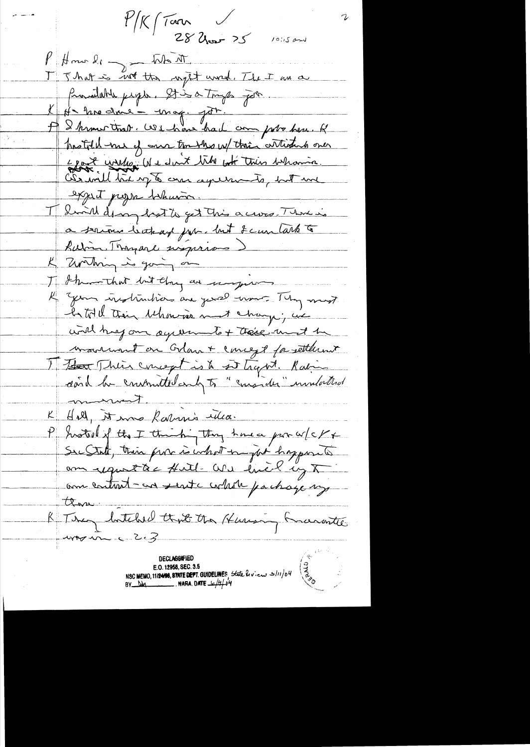P/K/Taun ✓

28 Mar 75 10:15 am

P: Honored — to see it.

T: That is not the right word. The I am a formidable people. It is a tough job.

K: He has done — mag. job.

P: I know that. We have had our problems. K has told me of our troubles w/ their attitude over [illegible]. We don't like [illegible] this behavior. We will live up to our agreements, but we expect proper behavior.

T: I will do my best to get this across. There is a serious backup for... but I can talk to Rabin. There are suspicions.

K: Nothing is going on.

T: I know that but they are suspicious.

K: Your instructions are good ones. They must be told their behavior must change; we will keep our agreements + there must be movement on Golan + concept for settlement.

T: Their concept is to sit tight. Rabin said he committed only to "consider" unilateral movement.

K: Hell, it was Rabin's idea.

P: Instead of the I thinking they have a problem w/ K + SecState, their problem is what might happen to our request to Hill. We will live up to our contract — and decide what package up there.

K: They leaked that the Hussein guarantee was in c. 2.3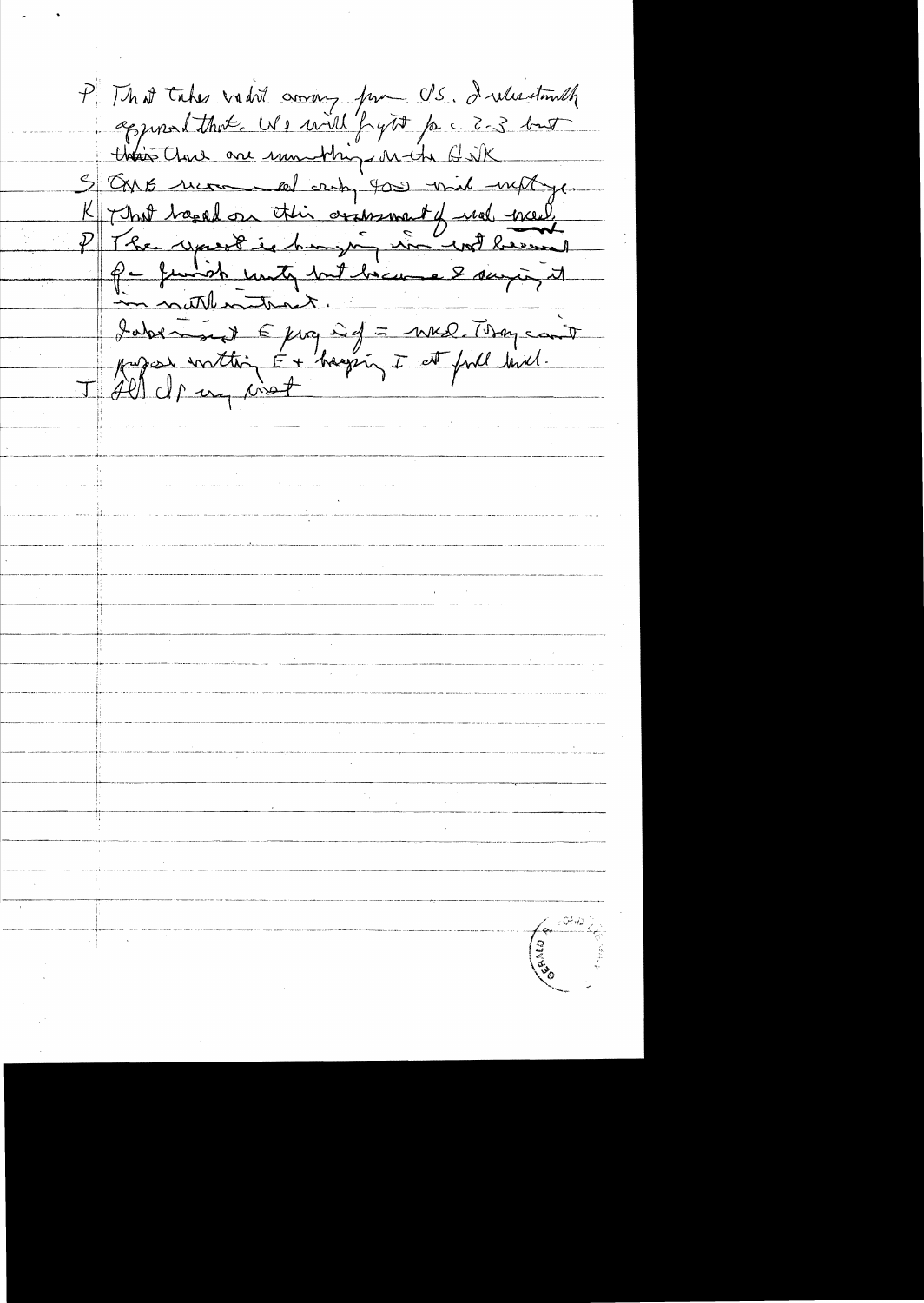P That takes votes away from US. I reluctantly approved that. We will fight for 2-3 but there are rumblings on the Hill.

S OMB recommended only 400 mil in [illegible].

K That based on this assessment of weak Israel.

P The report is hanging in until Israel [illegible] for Jewish unity but because I saying it in with [illegible].

Jordan Israel & [illegible] = weak. They can't propose nothing & + keeping I at full level.

T All [illegible] meet